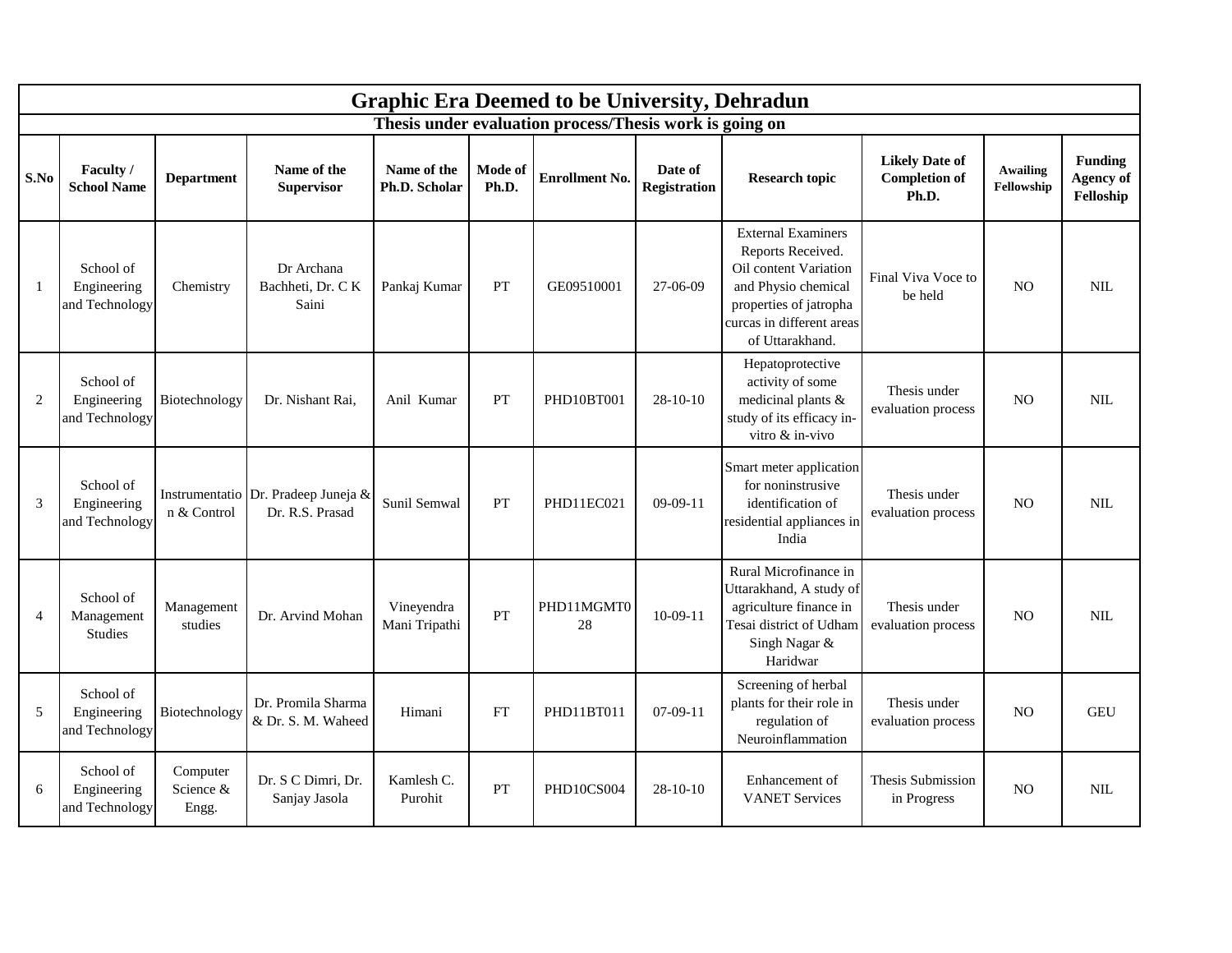# Graphic Era Deemed to be University, Dehradun

## Thesis under evaluation process/Thesis work is going on

| S.No | Faculty / School Name | Department | Name of the Supervisor | Name of the Ph.D. Scholar | Mode of Ph.D. | Enrollment No. | Date of Registration | Research topic | Likely Date of Completion of Ph.D. | Awailing Fellowship | Funding Agency of Felloship |
|---|---|---|---|---|---|---|---|---|---|---|---|
| 1 | School of Engineering and Technology | Chemistry | Dr Archana Bachheti, Dr. C K Saini | Pankaj Kumar | PT | GE09510001 | 27-06-09 | External Examiners Reports Received. Oil content Variation and Physio chemical properties of jatropha curcas in different areas of Uttarakhand. | Final Viva Voce to be held | NO | NIL |
| 2 | School of Engineering and Technology | Biotechnology | Dr. Nishant Rai, | Anil Kumar | PT | PHD10BT001 | 28-10-10 | Hepatoprotective activity of some medicinal plants & study of its efficacy in-vitro & in-vivo | Thesis under evaluation process | NO | NIL |
| 3 | School of Engineering and Technology | Instrumentation & Control | Dr. Pradeep Juneja & Dr. R.S. Prasad | Sunil Semwal | PT | PHD11EC021 | 09-09-11 | Smart meter application for noninstrusive identification of residential appliances in India | Thesis under evaluation process | NO | NIL |
| 4 | School of Management Studies | Management studies | Dr. Arvind Mohan | Vineyendra Mani Tripathi | PT | PHD11MGMT028 | 10-09-11 | Rural Microfinance in Uttarakhand, A study of agriculture finance in Tesai district of Udham Singh Nagar & Haridwar | Thesis under evaluation process | NO | NIL |
| 5 | School of Engineering and Technology | Biotechnology | Dr. Promila Sharma & Dr. S. M. Waheed | Himani | FT | PHD11BT011 | 07-09-11 | Screening of herbal plants for their role in regulation of Neuroinflammation | Thesis under evaluation process | NO | GEU |
| 6 | School of Engineering and Technology | Computer Science & Engg. | Dr. S C Dimri, Dr. Sanjay Jasola | Kamlesh C. Purohit | PT | PHD10CS004 | 28-10-10 | Enhancement of VANET Services | Thesis Submission in Progress | NO | NIL |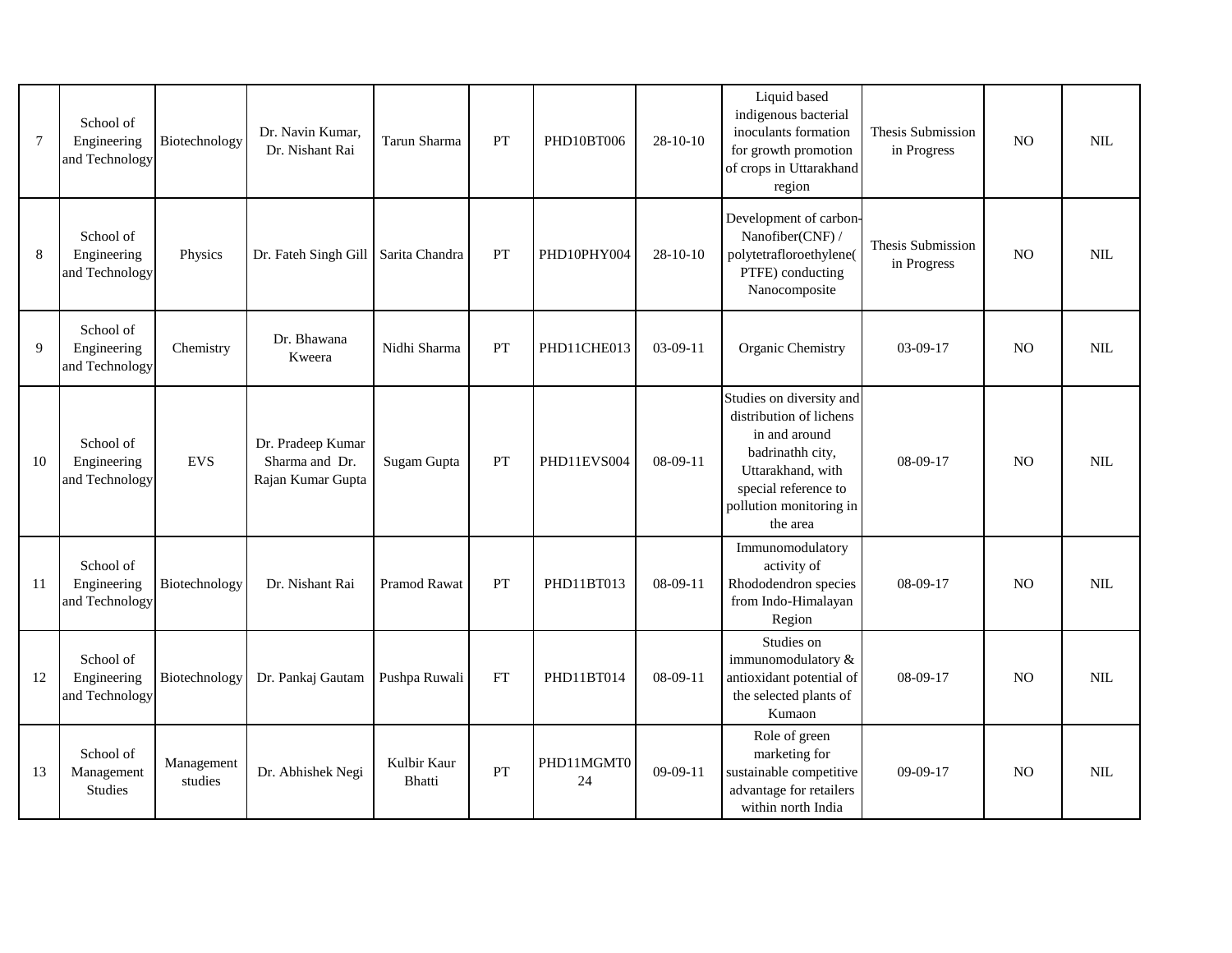| 7 | School of Engineering and Technology | Biotechnology | Dr. Navin Kumar, Dr. Nishant Rai | Tarun Sharma | PT | PHD10BT006 | 28-10-10 | Liquid based indigenous bacterial inoculants formation for growth promotion of crops in Uttarakhand region | Thesis Submission in Progress | NO | NIL |
|---|---|---|---|---|---|---|---|---|---|---|---|
| 8 | School of Engineering and Technology | Physics | Dr. Fateh Singh Gill | Sarita Chandra | PT | PHD10PHY004 | 28-10-10 | Development of carbon-Nanofiber(CNF) / polytetrafloroethylene( PTFE) conducting Nanocomposite | Thesis Submission in Progress | NO | NIL |
| 9 | School of Engineering and Technology | Chemistry | Dr. Bhawana Kweera | Nidhi Sharma | PT | PHD11CHE013 | 03-09-11 | Organic Chemistry | 03-09-17 | NO | NIL |
| 10 | School of Engineering and Technology | EVS | Dr. Pradeep Kumar Sharma and Dr. Rajan Kumar Gupta | Sugam Gupta | PT | PHD11EVS004 | 08-09-11 | Studies on diversity and distribution of lichens in and around badrinathh city, Uttarakhand, with special reference to pollution monitoring in the area | 08-09-17 | NO | NIL |
| 11 | School of Engineering and Technology | Biotechnology | Dr. Nishant Rai | Pramod Rawat | PT | PHD11BT013 | 08-09-11 | Immunomodulatory activity of Rhododendron species from Indo-Himalayan Region | 08-09-17 | NO | NIL |
| 12 | School of Engineering and Technology | Biotechnology | Dr. Pankaj Gautam | Pushpa Ruwali | FT | PHD11BT014 | 08-09-11 | Studies on immunomodulatory & antioxidant potential of the selected plants of Kumaon | 08-09-17 | NO | NIL |
| 13 | School of Management Studies | Management studies | Dr. Abhishek Negi | Kulbir Kaur Bhatti | PT | PHD11MGMT024 | 09-09-11 | Role of green marketing for sustainable competitive advantage for retailers within north India | 09-09-17 | NO | NIL |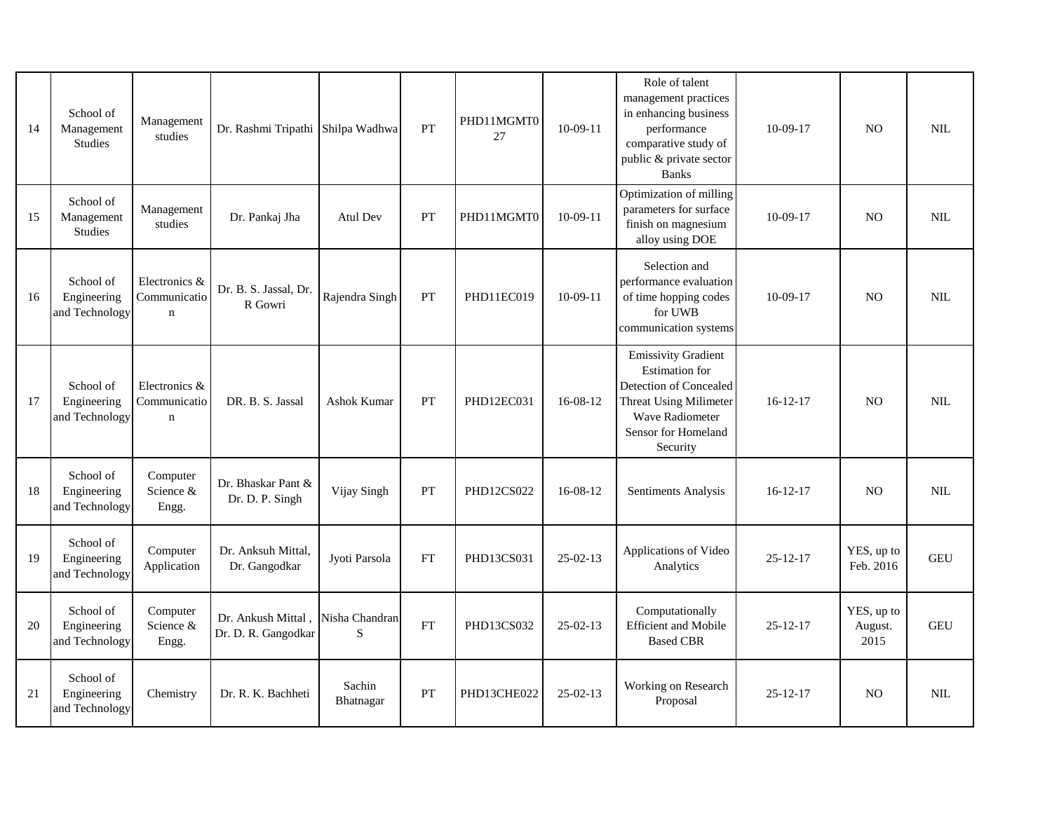| 14 | School of Management Studies | Management studies | Dr. Rashmi Tripathi | Shilpa Wadhwa | PT | PHD11MGMT027 | 10-09-11 | Role of talent management practices in enhancing business performance comparative study of public & private sector Banks | 10-09-17 | NO | NIL |
|---|---|---|---|---|---|---|---|---|---|---|---|
| 15 | School of Management Studies | Management studies | Dr. Pankaj Jha | Atul Dev | PT | PHD11MGMT0 | 10-09-11 | Optimization of milling parameters for surface finish on magnesium alloy using DOE | 10-09-17 | NO | NIL |
| 16 | School of Engineering and Technology | Electronics & Communication | Dr. B. S. Jassal, Dr. R Gowri | Rajendra Singh | PT | PHD11EC019 | 10-09-11 | Selection and performance evaluation of time hopping codes for UWB communication systems | 10-09-17 | NO | NIL |
| 17 | School of Engineering and Technology | Electronics & Communication | DR. B. S. Jassal | Ashok Kumar | PT | PHD12EC031 | 16-08-12 | Emissivity Gradient Estimation for Detection of Concealed Threat Using Milimeter Wave Radiometer Sensor for Homeland Security | 16-12-17 | NO | NIL |
| 18 | School of Engineering and Technology | Computer Science & Engg. | Dr. Bhaskar Pant & Dr. D. P. Singh | Vijay Singh | PT | PHD12CS022 | 16-08-12 | Sentiments Analysis | 16-12-17 | NO | NIL |
| 19 | School of Engineering and Technology | Computer Application | Dr. Anksuh Mittal, Dr. Gangodkar | Jyoti Parsola | FT | PHD13CS031 | 25-02-13 | Applications of Video Analytics | 25-12-17 | YES, up to Feb. 2016 | GEU |
| 20 | School of Engineering and Technology | Computer Science & Engg. | Dr. Ankush Mittal , Dr. D. R. Gangodkar | Nisha Chandran S | FT | PHD13CS032 | 25-02-13 | Computationally Efficient and Mobile Based CBR | 25-12-17 | YES, up to August. 2015 | GEU |
| 21 | School of Engineering and Technology | Chemistry | Dr. R. K. Bachheti | Sachin Bhatnagar | PT | PHD13CHE022 | 25-02-13 | Working on Research Proposal | 25-12-17 | NO | NIL |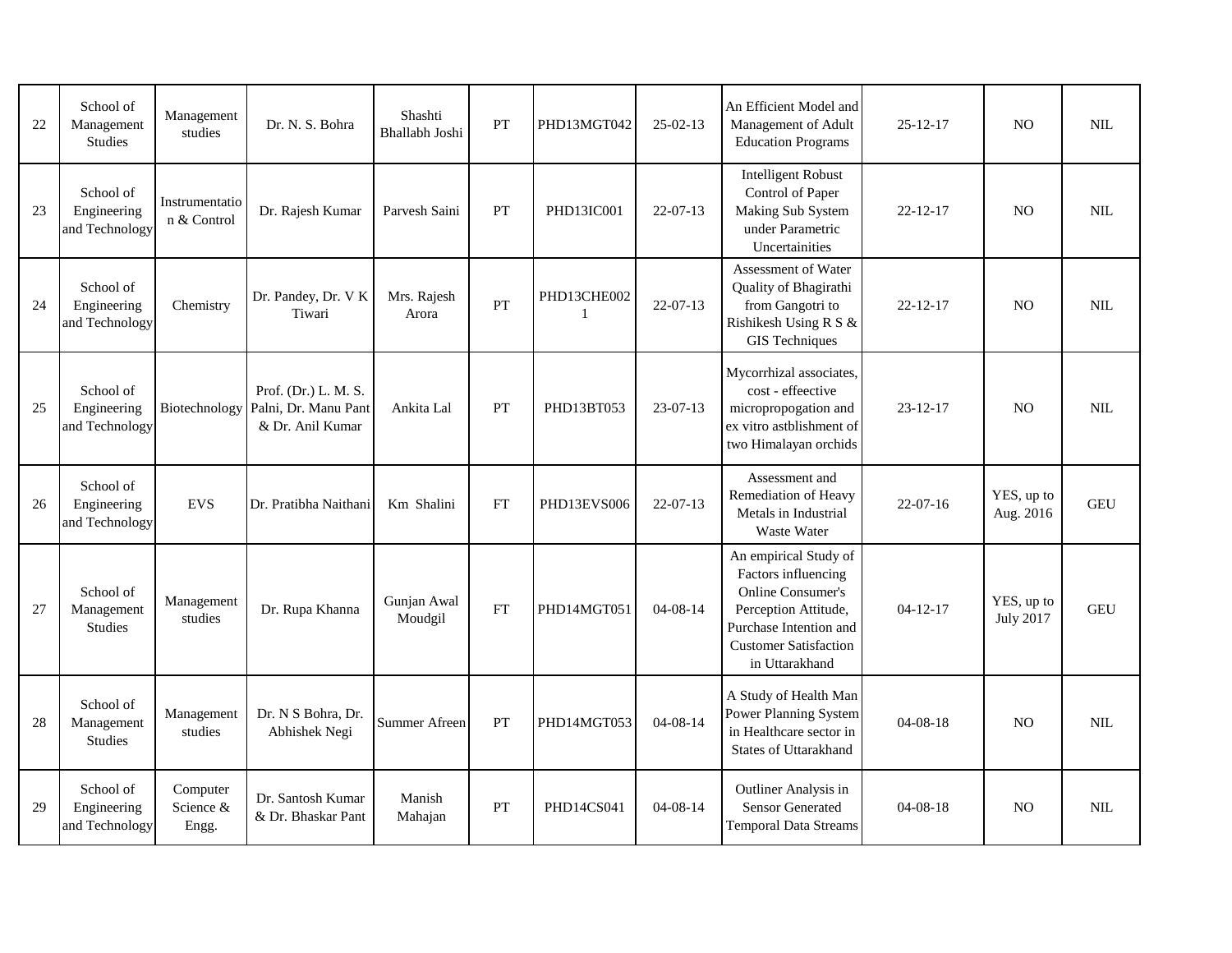| 22 | School of Management Studies | Management studies | Dr. N. S. Bohra | Shashti Bhallabh Joshi | PT | PHD13MGT042 | 25-02-13 | An Efficient Model and Management of Adult Education Programs | 25-12-17 | NO | NIL |
|---|---|---|---|---|---|---|---|---|---|---|---|
| 23 | School of Engineering and Technology | Instrumentation & Control | Dr. Rajesh Kumar | Parvesh Saini | PT | PHD13IC001 | 22-07-13 | Intelligent Robust Control of Paper Making Sub System under Parametric Uncertainities | 22-12-17 | NO | NIL |
| 24 | School of Engineering and Technology | Chemistry | Dr. Pandey, Dr. V K Tiwari | Mrs. Rajesh Arora | PT | PHD13CHE0021 | 22-07-13 | Assessment of Water Quality of Bhagirathi from Gangotri to Rishikesh Using R S & GIS Techniques | 22-12-17 | NO | NIL |
| 25 | School of Engineering and Technology | Biotechnology | Prof. (Dr.) L. M. S. Palni, Dr. Manu Pant & Dr. Anil Kumar | Ankita Lal | PT | PHD13BT053 | 23-07-13 | Mycorrhizal associates, cost - effeective micropropogation and ex vitro astblishment of two Himalayan orchids | 23-12-17 | NO | NIL |
| 26 | School of Engineering and Technology | EVS | Dr. Pratibha Naithani | Km Shalini | FT | PHD13EVS006 | 22-07-13 | Assessment and Remediation of Heavy Metals in Industrial Waste Water | 22-07-16 | YES, up to Aug. 2016 | GEU |
| 27 | School of Management Studies | Management studies | Dr. Rupa Khanna | Gunjan Awal Moudgil | FT | PHD14MGT051 | 04-08-14 | An empirical Study of Factors influencing Online Consumer's Perception Attitude, Purchase Intention and Customer Satisfaction in Uttarakhand | 04-12-17 | YES, up to July 2017 | GEU |
| 28 | School of Management Studies | Management studies | Dr. N S Bohra, Dr. Abhishek Negi | Summer Afreen | PT | PHD14MGT053 | 04-08-14 | A Study of Health Man Power Planning System in Healthcare sector in States of Uttarakhand | 04-08-18 | NO | NIL |
| 29 | School of Engineering and Technology | Computer Science & Engg. | Dr. Santosh Kumar & Dr. Bhaskar Pant | Manish Mahajan | PT | PHD14CS041 | 04-08-14 | Outliner Analysis in Sensor Generated Temporal Data Streams | 04-08-18 | NO | NIL |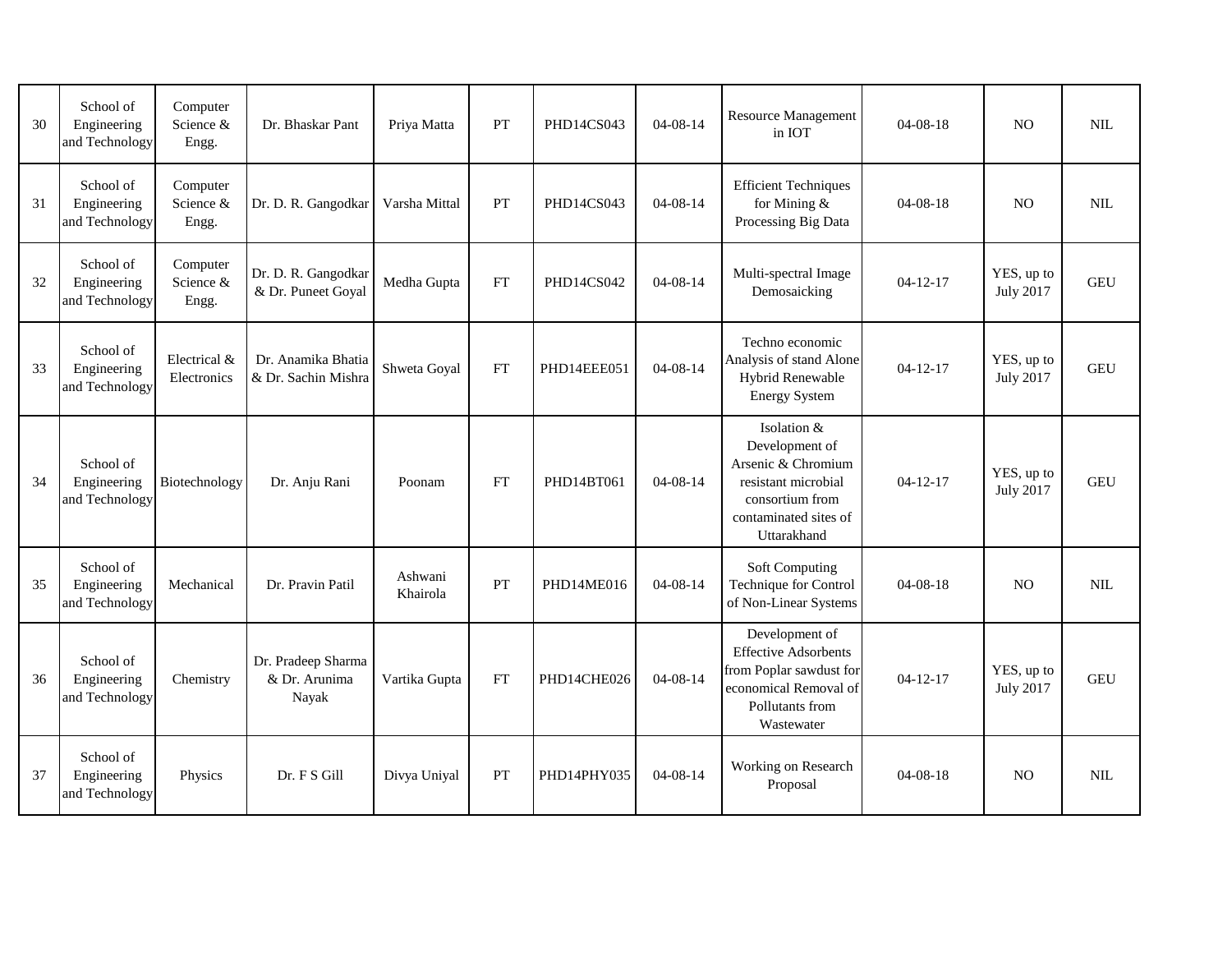| 30 | School of Engineering and Technology | Computer Science & Engg. | Dr. Bhaskar Pant | Priya Matta | PT | PHD14CS043 | 04-08-14 | Resource Management in IOT | 04-08-18 | NO | NIL |
|---|---|---|---|---|---|---|---|---|---|---|---|
| 31 | School of Engineering and Technology | Computer Science & Engg. | Dr. D. R. Gangodkar | Varsha Mittal | PT | PHD14CS043 | 04-08-14 | Efficient Techniques for Mining & Processing Big Data | 04-08-18 | NO | NIL |
| 32 | School of Engineering and Technology | Computer Science & Engg. | Dr. D. R. Gangodkar & Dr. Puneet Goyal | Medha Gupta | FT | PHD14CS042 | 04-08-14 | Multi-spectral Image Demosaicking | 04-12-17 | YES, up to July 2017 | GEU |
| 33 | School of Engineering and Technology | Electrical & Electronics | Dr. Anamika Bhatia & Dr. Sachin Mishra | Shweta Goyal | FT | PHD14EEE051 | 04-08-14 | Techno economic Analysis of stand Alone Hybrid Renewable Energy System | 04-12-17 | YES, up to July 2017 | GEU |
| 34 | School of Engineering and Technology | Biotechnology | Dr. Anju Rani | Poonam | FT | PHD14BT061 | 04-08-14 | Isolation & Development of Arsenic & Chromium resistant microbial consortium from contaminated sites of Uttarakhand | 04-12-17 | YES, up to July 2017 | GEU |
| 35 | School of Engineering and Technology | Mechanical | Dr. Pravin Patil | Ashwani Khairola | PT | PHD14ME016 | 04-08-14 | Soft Computing Technique for Control of Non-Linear Systems | 04-08-18 | NO | NIL |
| 36 | School of Engineering and Technology | Chemistry | Dr. Pradeep Sharma & Dr. Arunima Nayak | Vartika Gupta | FT | PHD14CHE026 | 04-08-14 | Development of Effective Adsorbents from Poplar sawdust for economical Removal of Pollutants from Wastewater | 04-12-17 | YES, up to July 2017 | GEU |
| 37 | School of Engineering and Technology | Physics | Dr. F S Gill | Divya Uniyal | PT | PHD14PHY035 | 04-08-14 | Working on Research Proposal | 04-08-18 | NO | NIL |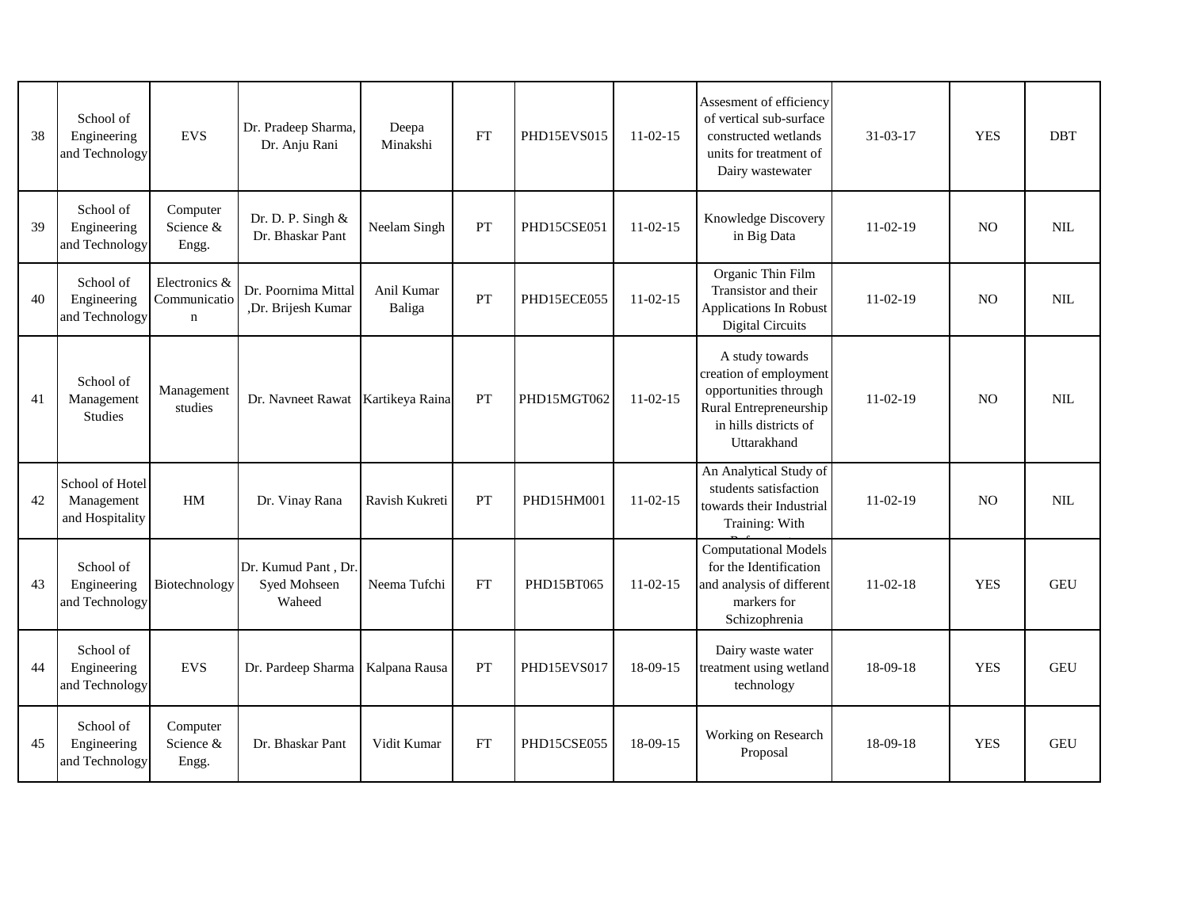| | | | | | | | | | | | |
|---|---|---|---|---|---|---|---|---|---|---|---|
| 38 | School of Engineering and Technology | EVS | Dr. Pradeep Sharma, Dr. Anju Rani | Deepa Minakshi | FT | PHD15EVS015 | 11-02-15 | Assesment of efficiency of vertical sub-surface constructed wetlands units for treatment of Dairy wastewater | 31-03-17 | YES | DBT |
| 39 | School of Engineering and Technology | Computer Science & Engg. | Dr. D. P. Singh & Dr. Bhaskar Pant | Neelam Singh | PT | PHD15CSE051 | 11-02-15 | Knowledge Discovery in Big Data | 11-02-19 | NO | NIL |
| 40 | School of Engineering and Technology | Electronics & Communication | Dr. Poornima Mittal ,Dr. Brijesh Kumar | Anil Kumar Baliga | PT | PHD15ECE055 | 11-02-15 | Organic Thin Film Transistor and their Applications In Robust Digital Circuits | 11-02-19 | NO | NIL |
| 41 | School of Management Studies | Management studies | Dr. Navneet Rawat | Kartikeya Raina | PT | PHD15MGT062 | 11-02-15 | A study towards creation of employment opportunities through Rural Entrepreneurship in hills districts of Uttarakhand | 11-02-19 | NO | NIL |
| 42 | School of Hotel Management and Hospitality | HM | Dr. Vinay Rana | Ravish Kukreti | PT | PHD15HM001 | 11-02-15 | An Analytical Study of students satisfaction towards their Industrial Training: With | 11-02-19 | NO | NIL |
| 43 | School of Engineering and Technology | Biotechnology | Dr. Kumud Pant , Dr. Syed Mohseen Waheed | Neema Tufchi | FT | PHD15BT065 | 11-02-15 | Computational Models for the Identification and analysis of different markers for Schizophrenia | 11-02-18 | YES | GEU |
| 44 | School of Engineering and Technology | EVS | Dr. Pardeep Sharma | Kalpana Rausa | PT | PHD15EVS017 | 18-09-15 | Dairy waste water treatment using wetland technology | 18-09-18 | YES | GEU |
| 45 | School of Engineering and Technology | Computer Science & Engg. | Dr. Bhaskar Pant | Vidit Kumar | FT | PHD15CSE055 | 18-09-15 | Working on Research Proposal | 18-09-18 | YES | GEU |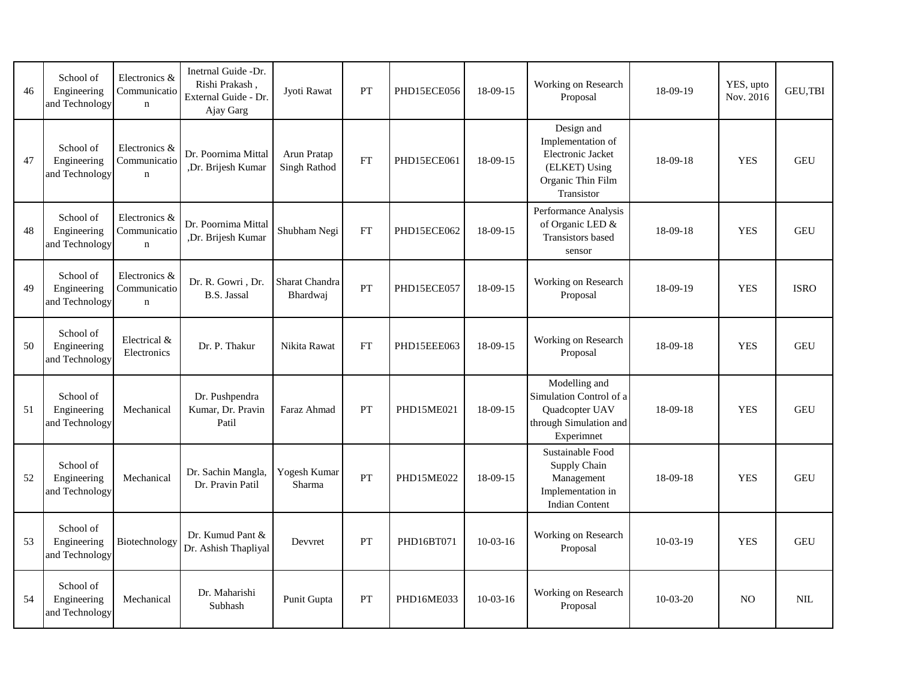| 46 | School of Engineering and Technology | Electronics & Communication | Inetrnal Guide -Dr. Rishi Prakash , External Guide - Dr. Ajay Garg | Jyoti Rawat | PT | PHD15ECE056 | 18-09-15 | Working on Research Proposal | 18-09-19 | YES, upto Nov. 2016 | GEU,TBI |
|---|---|---|---|---|---|---|---|---|---|---|---|
| 47 | School of Engineering and Technology | Electronics & Communication | Dr. Poornima Mittal ,Dr. Brijesh Kumar | Arun Pratap Singh Rathod | FT | PHD15ECE061 | 18-09-15 | Design and Implementation of Electronic Jacket (ELKET) Using Organic Thin Film Transistor | 18-09-18 | YES | GEU |
| 48 | School of Engineering and Technology | Electronics & Communication | Dr. Poornima Mittal ,Dr. Brijesh Kumar | Shubham Negi | FT | PHD15ECE062 | 18-09-15 | Performance Analysis of Organic LED & Transistors based sensor | 18-09-18 | YES | GEU |
| 49 | School of Engineering and Technology | Electronics & Communication | Dr. R. Gowri , Dr. B.S. Jassal | Sharat Chandra Bhardwaj | PT | PHD15ECE057 | 18-09-15 | Working on Research Proposal | 18-09-19 | YES | ISRO |
| 50 | School of Engineering and Technology | Electrical & Electronics | Dr. P. Thakur | Nikita Rawat | FT | PHD15EEE063 | 18-09-15 | Working on Research Proposal | 18-09-18 | YES | GEU |
| 51 | School of Engineering and Technology | Mechanical | Dr. Pushpendra Kumar, Dr. Pravin Patil | Faraz Ahmad | PT | PHD15ME021 | 18-09-15 | Modelling and Simulation Control of a Quadcopter UAV through Simulation and Experimnet | 18-09-18 | YES | GEU |
| 52 | School of Engineering and Technology | Mechanical | Dr. Sachin Mangla, Dr. Pravin Patil | Yogesh Kumar Sharma | PT | PHD15ME022 | 18-09-15 | Sustainable Food Supply Chain Management Implementation in Indian Content | 18-09-18 | YES | GEU |
| 53 | School of Engineering and Technology | Biotechnology | Dr. Kumud Pant & Dr. Ashish Thapliyal | Devvret | PT | PHD16BT071 | 10-03-16 | Working on Research Proposal | 10-03-19 | YES | GEU |
| 54 | School of Engineering and Technology | Mechanical | Dr. Maharishi Subhash | Punit Gupta | PT | PHD16ME033 | 10-03-16 | Working on Research Proposal | 10-03-20 | NO | NIL |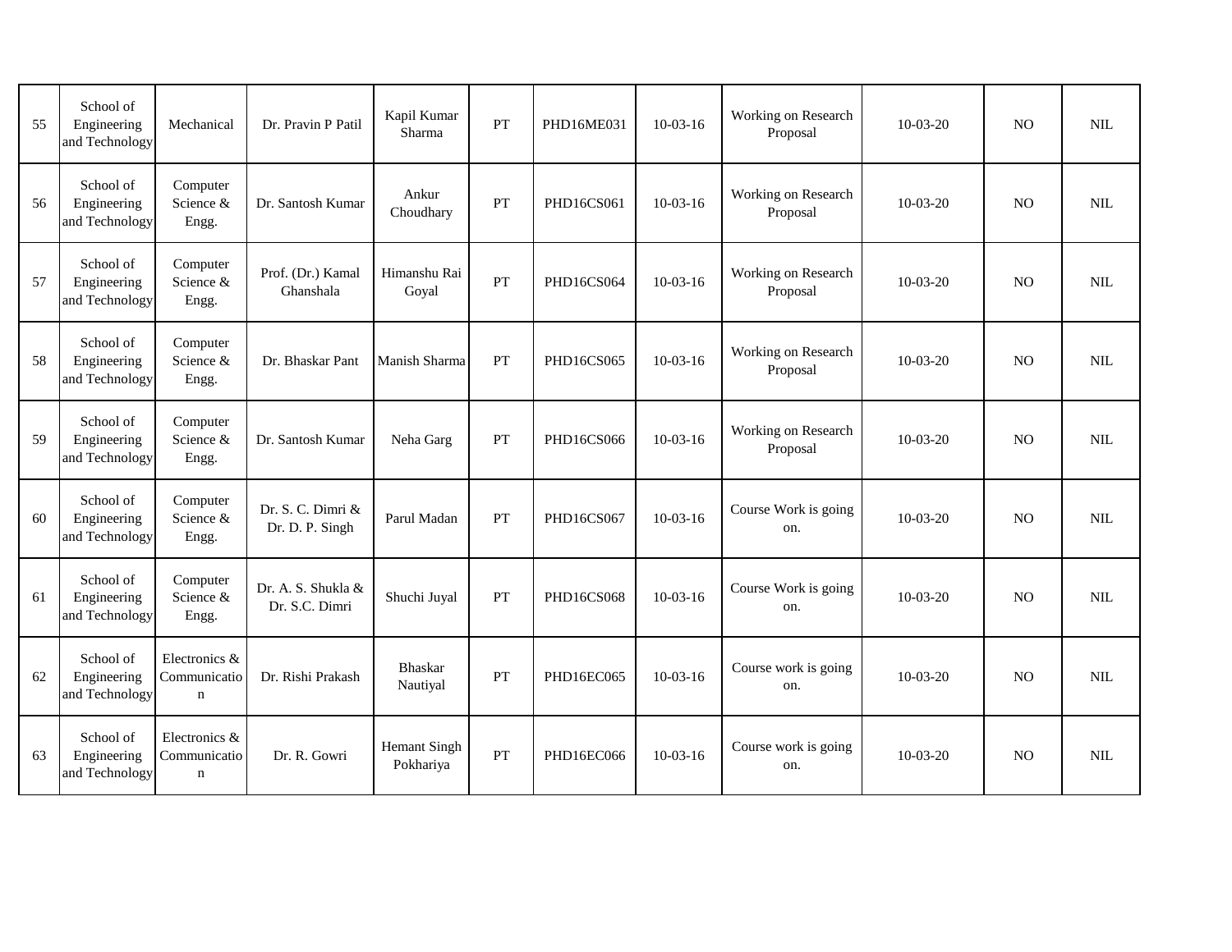| 55 | School of Engineering and Technology | Mechanical | Dr. Pravin P Patil | Kapil Kumar Sharma | PT | PHD16ME031 | 10-03-16 | Working on Research Proposal | 10-03-20 | NO | NIL |
|---|---|---|---|---|---|---|---|---|---|---|---|
| 56 | School of Engineering and Technology | Computer Science & Engg. | Dr. Santosh Kumar | Ankur Choudhary | PT | PHD16CS061 | 10-03-16 | Working on Research Proposal | 10-03-20 | NO | NIL |
| 57 | School of Engineering and Technology | Computer Science & Engg. | Prof. (Dr.) Kamal Ghanshala | Himanshu Rai Goyal | PT | PHD16CS064 | 10-03-16 | Working on Research Proposal | 10-03-20 | NO | NIL |
| 58 | School of Engineering and Technology | Computer Science & Engg. | Dr. Bhaskar Pant | Manish Sharma | PT | PHD16CS065 | 10-03-16 | Working on Research Proposal | 10-03-20 | NO | NIL |
| 59 | School of Engineering and Technology | Computer Science & Engg. | Dr. Santosh Kumar | Neha Garg | PT | PHD16CS066 | 10-03-16 | Working on Research Proposal | 10-03-20 | NO | NIL |
| 60 | School of Engineering and Technology | Computer Science & Engg. | Dr. S. C. Dimri & Dr. D. P. Singh | Parul Madan | PT | PHD16CS067 | 10-03-16 | Course Work is going on. | 10-03-20 | NO | NIL |
| 61 | School of Engineering and Technology | Computer Science & Engg. | Dr. A. S. Shukla & Dr. S.C. Dimri | Shuchi Juyal | PT | PHD16CS068 | 10-03-16 | Course Work is going on. | 10-03-20 | NO | NIL |
| 62 | School of Engineering and Technology | Electronics & Communication | Dr. Rishi Prakash | Bhaskar Nautiyal | PT | PHD16EC065 | 10-03-16 | Course work is going on. | 10-03-20 | NO | NIL |
| 63 | School of Engineering and Technology | Electronics & Communication | Dr. R. Gowri | Hemant Singh Pokhariya | PT | PHD16EC066 | 10-03-16 | Course work is going on. | 10-03-20 | NO | NIL |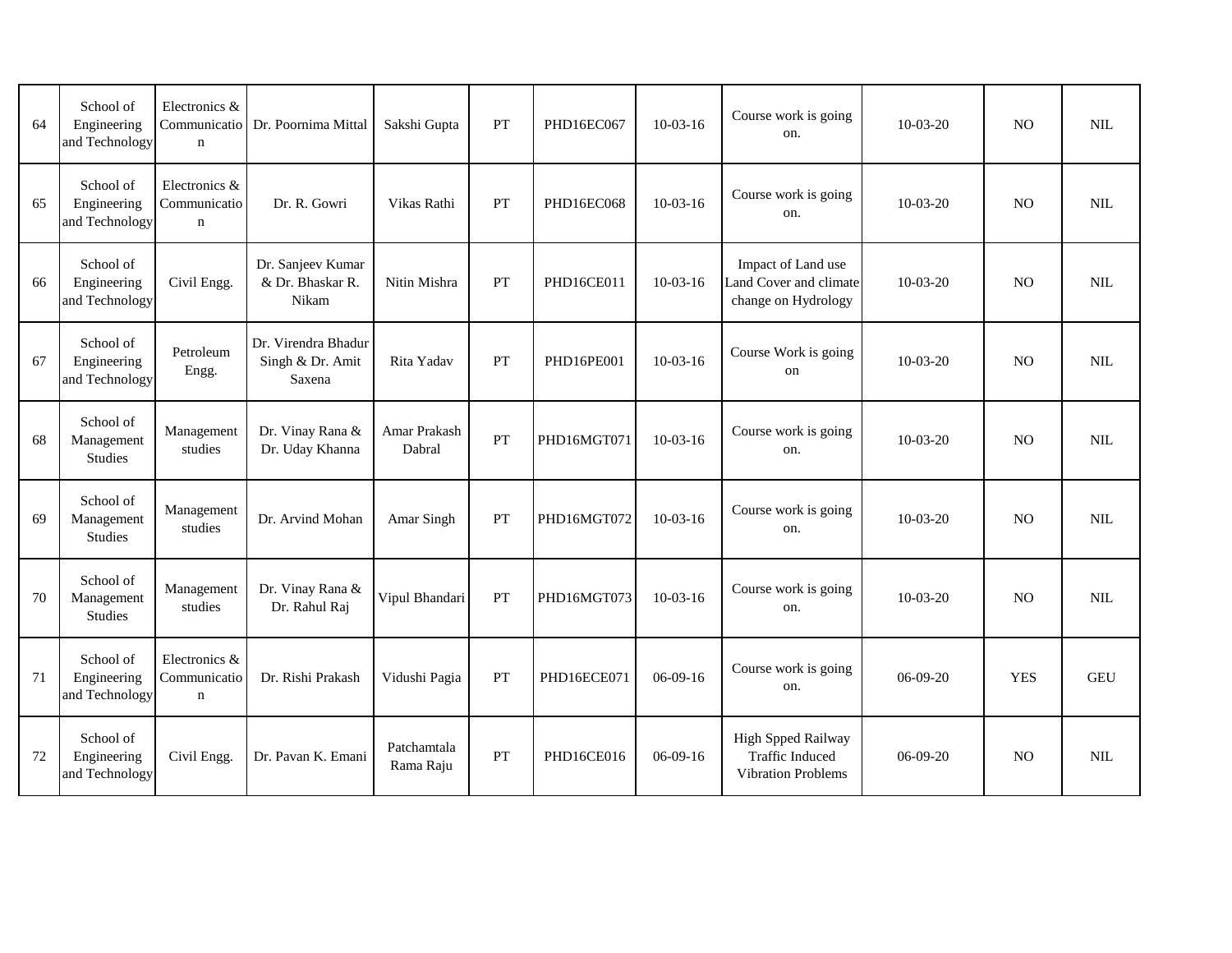| 64 | School of Engineering and Technology | Electronics & Communication | Dr. Poornima Mittal | Sakshi Gupta | PT | PHD16EC067 | 10-03-16 | Course work is going on. | 10-03-20 | NO | NIL |
|---|---|---|---|---|---|---|---|---|---|---|---|
| 65 | School of Engineering and Technology | Electronics & Communication | Dr. R. Gowri | Vikas Rathi | PT | PHD16EC068 | 10-03-16 | Course work is going on. | 10-03-20 | NO | NIL |
| 66 | School of Engineering and Technology | Civil Engg. | Dr. Sanjeev Kumar & Dr. Bhaskar R. Nikam | Nitin Mishra | PT | PHD16CE011 | 10-03-16 | Impact of Land use Land Cover and climate change on Hydrology | 10-03-20 | NO | NIL |
| 67 | School of Engineering and Technology | Petroleum Engg. | Dr. Virendra Bhadur Singh & Dr. Amit Saxena | Rita Yadav | PT | PHD16PE001 | 10-03-16 | Course Work is going on | 10-03-20 | NO | NIL |
| 68 | School of Management Studies | Management studies | Dr. Vinay Rana & Dr. Uday Khanna | Amar Prakash Dabral | PT | PHD16MGT071 | 10-03-16 | Course work is going on. | 10-03-20 | NO | NIL |
| 69 | School of Management Studies | Management studies | Dr. Arvind Mohan | Amar Singh | PT | PHD16MGT072 | 10-03-16 | Course work is going on. | 10-03-20 | NO | NIL |
| 70 | School of Management Studies | Management studies | Dr. Vinay Rana & Dr. Rahul Raj | Vipul Bhandari | PT | PHD16MGT073 | 10-03-16 | Course work is going on. | 10-03-20 | NO | NIL |
| 71 | School of Engineering and Technology | Electronics & Communication | Dr. Rishi Prakash | Vidushi Pagia | PT | PHD16ECE071 | 06-09-16 | Course work is going on. | 06-09-20 | YES | GEU |
| 72 | School of Engineering and Technology | Civil Engg. | Dr. Pavan K. Emani | Patchamtala Rama Raju | PT | PHD16CE016 | 06-09-16 | High Spped Railway Traffic Induced Vibration Problems | 06-09-20 | NO | NIL |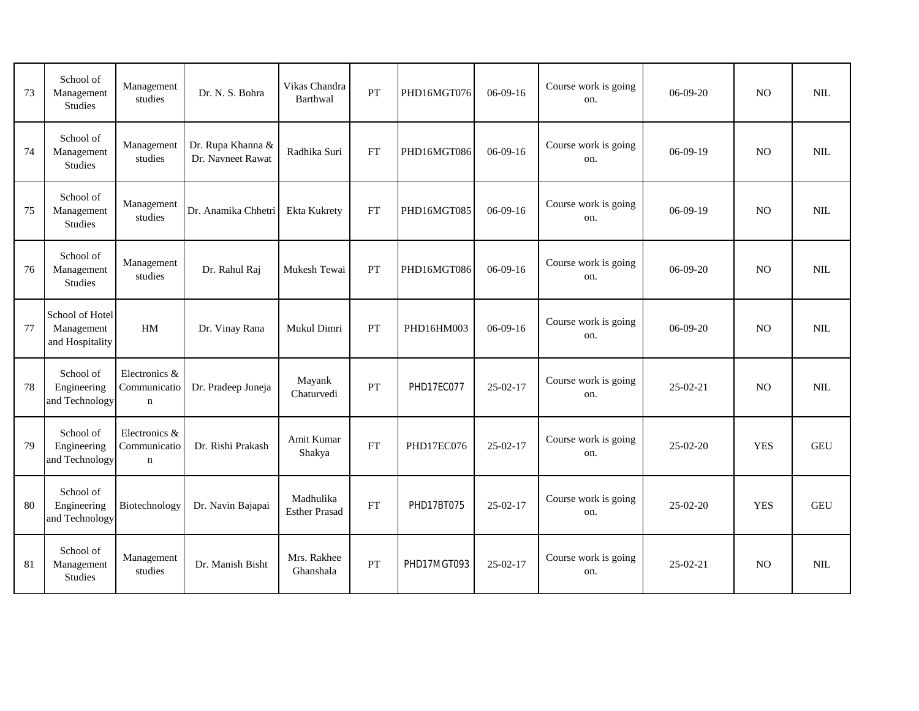| 73 | School of Management Studies | Management studies | Dr. N. S. Bohra | Vikas Chandra Barthwal | PT | PHD16MGT076 | 06-09-16 | Course work is going on. | 06-09-20 | NO | NIL |
|---|---|---|---|---|---|---|---|---|---|---|---|
| 74 | School of Management Studies | Management studies | Dr. Rupa Khanna & Dr. Navneet Rawat | Radhika Suri | FT | PHD16MGT086 | 06-09-16 | Course work is going on. | 06-09-19 | NO | NIL |
| 75 | School of Management Studies | Management studies | Dr. Anamika Chhetri | Ekta Kukrety | FT | PHD16MGT085 | 06-09-16 | Course work is going on. | 06-09-19 | NO | NIL |
| 76 | School of Management Studies | Management studies | Dr. Rahul Raj | Mukesh Tewai | PT | PHD16MGT086 | 06-09-16 | Course work is going on. | 06-09-20 | NO | NIL |
| 77 | School of Hotel Management and Hospitality | HM | Dr. Vinay Rana | Mukul Dimri | PT | PHD16HM003 | 06-09-16 | Course work is going on. | 06-09-20 | NO | NIL |
| 78 | School of Engineering and Technology | Electronics & Communication | Dr. Pradeep Juneja | Mayank Chaturvedi | PT | PHD17EC077 | 25-02-17 | Course work is going on. | 25-02-21 | NO | NIL |
| 79 | School of Engineering and Technology | Electronics & Communication | Dr. Rishi Prakash | Amit Kumar Shakya | FT | PHD17EC076 | 25-02-17 | Course work is going on. | 25-02-20 | YES | GEU |
| 80 | School of Engineering and Technology | Biotechnology | Dr. Navin Bajapai | Madhulika Esther Prasad | FT | PHD17BT075 | 25-02-17 | Course work is going on. | 25-02-20 | YES | GEU |
| 81 | School of Management Studies | Management studies | Dr. Manish Bisht | Mrs. Rakhee Ghanshala | PT | PHD17MGT093 | 25-02-17 | Course work is going on. | 25-02-21 | NO | NIL |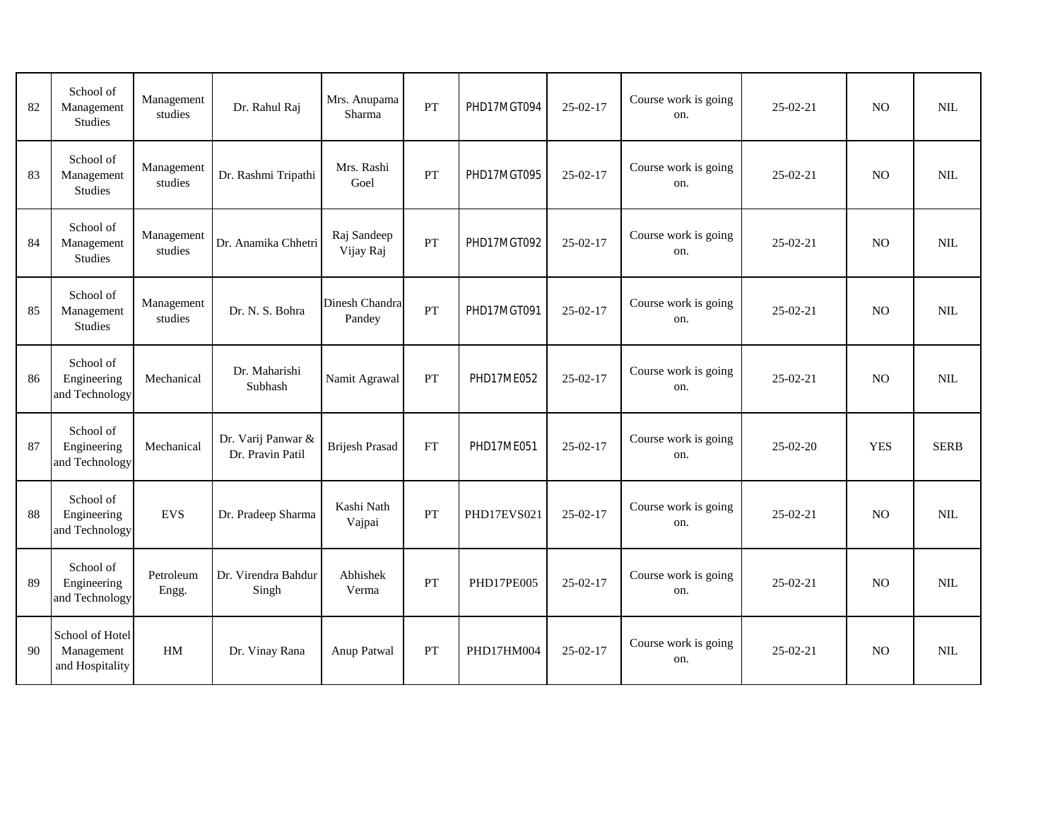| 82 | School of Management Studies | Management studies | Dr. Rahul Raj | Mrs. Anupama Sharma | PT | PHD17MGT094 | 25-02-17 | Course work is going on. | 25-02-21 | NO | NIL |
|---|---|---|---|---|---|---|---|---|---|---|---|
| 83 | School of Management Studies | Management studies | Dr. Rashmi Tripathi | Mrs. Rashi Goel | PT | PHD17MGT095 | 25-02-17 | Course work is going on. | 25-02-21 | NO | NIL |
| 84 | School of Management Studies | Management studies | Dr. Anamika Chhetri | Raj Sandeep Vijay Raj | PT | PHD17MGT092 | 25-02-17 | Course work is going on. | 25-02-21 | NO | NIL |
| 85 | School of Management Studies | Management studies | Dr. N. S. Bohra | Dinesh Chandra Pandey | PT | PHD17MGT091 | 25-02-17 | Course work is going on. | 25-02-21 | NO | NIL |
| 86 | School of Engineering and Technology | Mechanical | Dr. Maharishi Subhash | Namit Agrawal | PT | PHD17ME052 | 25-02-17 | Course work is going on. | 25-02-21 | NO | NIL |
| 87 | School of Engineering and Technology | Mechanical | Dr. Varij Panwar & Dr. Pravin Patil | Brijesh Prasad | FT | PHD17ME051 | 25-02-17 | Course work is going on. | 25-02-20 | YES | SERB |
| 88 | School of Engineering and Technology | EVS | Dr. Pradeep Sharma | Kashi Nath Vajpai | PT | PHD17EVS021 | 25-02-17 | Course work is going on. | 25-02-21 | NO | NIL |
| 89 | School of Engineering and Technology | Petroleum Engg. | Dr. Virendra Bahdur Singh | Abhishek Verma | PT | PHD17PE005 | 25-02-17 | Course work is going on. | 25-02-21 | NO | NIL |
| 90 | School of Hotel Management and Hospitality | HM | Dr. Vinay Rana | Anup Patwal | PT | PHD17HM004 | 25-02-17 | Course work is going on. | 25-02-21 | NO | NIL |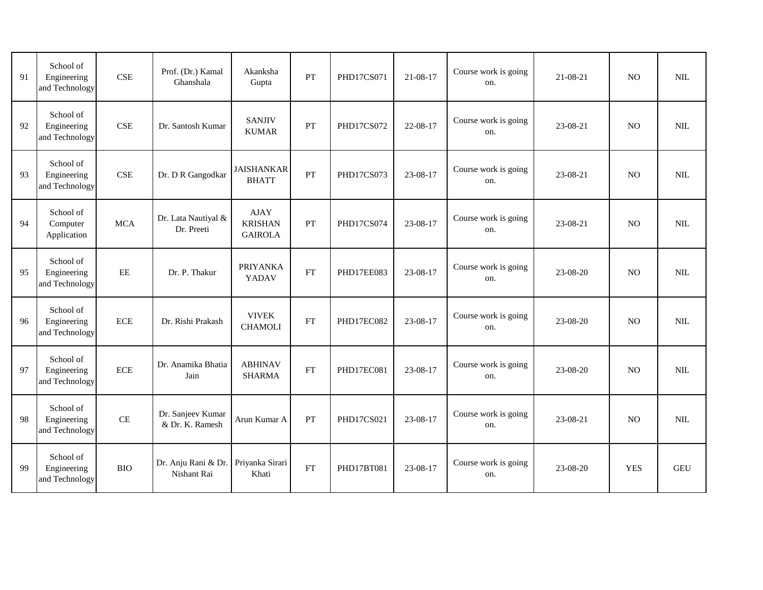| 91 | School of Engineering and Technology | CSE | Prof. (Dr.) Kamal Ghanshala | Akanksha Gupta | PT | PHD17CS071 | 21-08-17 | Course work is going on. | 21-08-21 | NO | NIL |
|---|---|---|---|---|---|---|---|---|---|---|---|
| 92 | School of Engineering and Technology | CSE | Dr. Santosh Kumar | SANJIV KUMAR | PT | PHD17CS072 | 22-08-17 | Course work is going on. | 23-08-21 | NO | NIL |
| 93 | School of Engineering and Technology | CSE | Dr. D R Gangodkar | JAISHANKAR BHATT | PT | PHD17CS073 | 23-08-17 | Course work is going on. | 23-08-21 | NO | NIL |
| 94 | School of Computer Application | MCA | Dr. Lata Nautiyal & Dr. Preeti | AJAY KRISHAN GAIROLA | PT | PHD17CS074 | 23-08-17 | Course work is going on. | 23-08-21 | NO | NIL |
| 95 | School of Engineering and Technology | EE | Dr. P. Thakur | PRIYANKA YADAV | FT | PHD17EE083 | 23-08-17 | Course work is going on. | 23-08-20 | NO | NIL |
| 96 | School of Engineering and Technology | ECE | Dr. Rishi Prakash | VIVEK CHAMOLI | FT | PHD17EC082 | 23-08-17 | Course work is going on. | 23-08-20 | NO | NIL |
| 97 | School of Engineering and Technology | ECE | Dr. Anamika Bhatia Jain | ABHINAV SHARMA | FT | PHD17EC081 | 23-08-17 | Course work is going on. | 23-08-20 | NO | NIL |
| 98 | School of Engineering and Technology | CE | Dr. Sanjeev Kumar & Dr. K. Ramesh | Arun Kumar A | PT | PHD17CS021 | 23-08-17 | Course work is going on. | 23-08-21 | NO | NIL |
| 99 | School of Engineering and Technology | BIO | Dr. Anju Rani & Dr. Nishant Rai | Priyanka Sirari Khati | FT | PHD17BT081 | 23-08-17 | Course work is going on. | 23-08-20 | YES | GEU |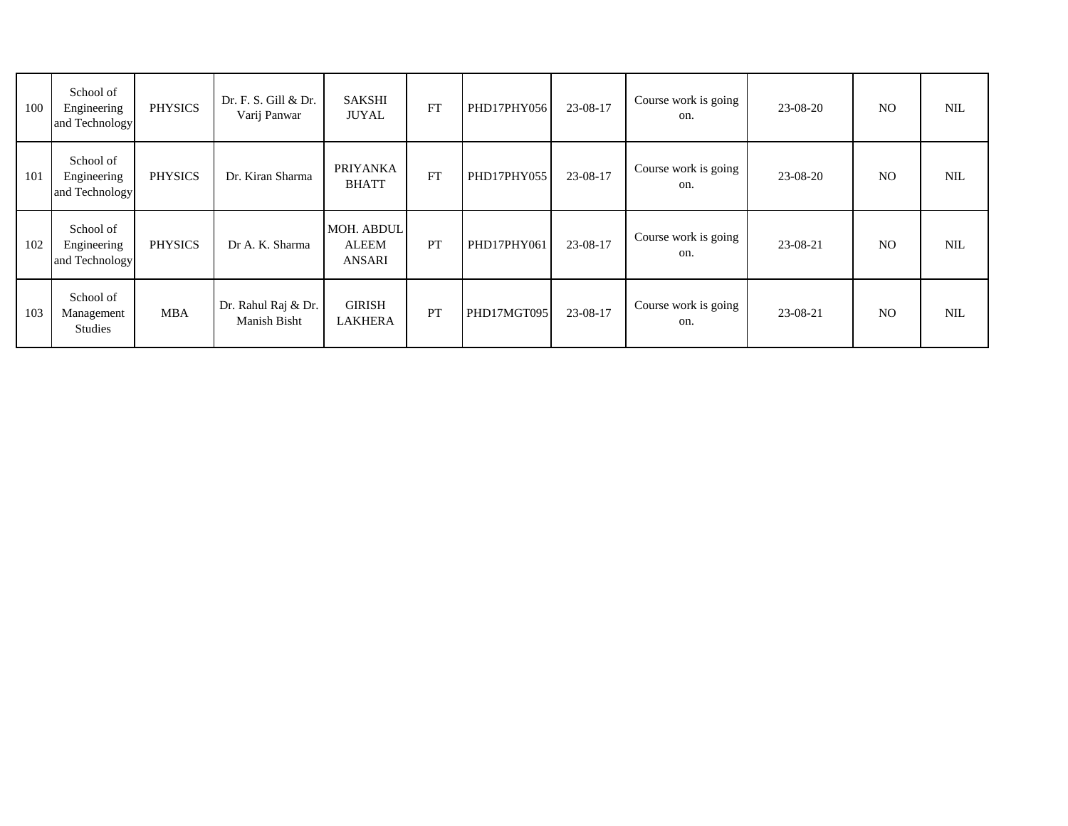| | | | | | | | | | | | |
|---|---|---|---|---|---|---|---|---|---|---|---|
| 100 | School of Engineering and Technology | PHYSICS | Dr. F. S. Gill & Dr. Varij Panwar | SAKSHI JUYAL | FT | PHD17PHY056 | 23-08-17 | Course work is going on. | 23-08-20 | NO | NIL |
| 101 | School of Engineering and Technology | PHYSICS | Dr. Kiran Sharma | PRIYANKA BHATT | FT | PHD17PHY055 | 23-08-17 | Course work is going on. | 23-08-20 | NO | NIL |
| 102 | School of Engineering and Technology | PHYSICS | Dr A. K. Sharma | MOH. ABDUL ALEEM ANSARI | PT | PHD17PHY061 | 23-08-17 | Course work is going on. | 23-08-21 | NO | NIL |
| 103 | School of Management Studies | MBA | Dr. Rahul Raj & Dr. Manish Bisht | GIRISH LAKHERA | PT | PHD17MGT095 | 23-08-17 | Course work is going on. | 23-08-21 | NO | NIL |